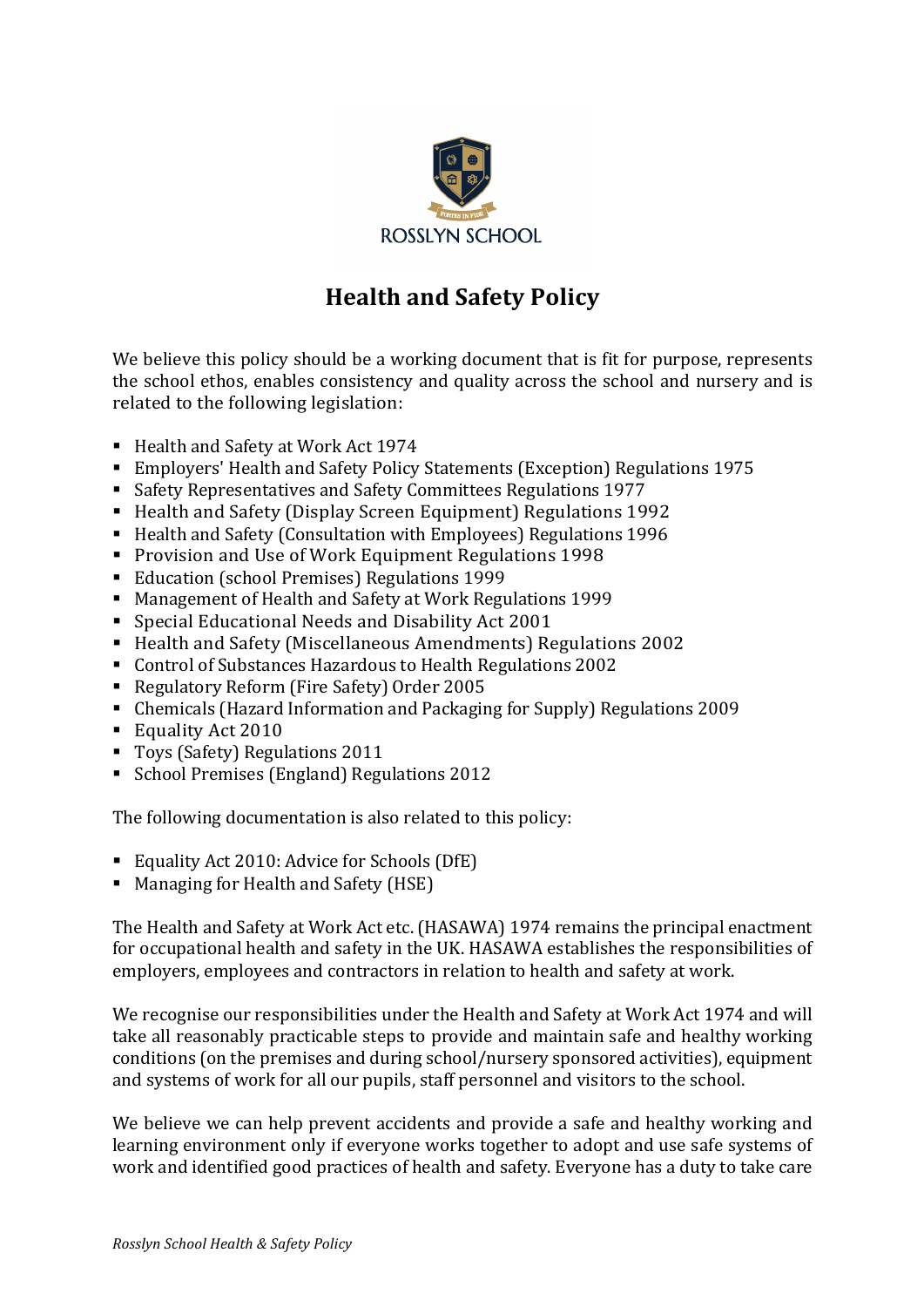ROSSLYN SCHOOL

# Health and Safety Policy

We believe this policy should be a working document that is fit for purpose, represents the school ethos, enables consistency and quality across the school and nursery and is related to the following legislation:

- Health and Safety at Work Act 1974
- Employers' Health and Safety Policy Statements (Exception) Regulations 1975
- Safety Representatives and Safety Committees Regulations 1977
- Health and Safety (Display Screen Equipment) Regulations 1992
- Health and Safety (Consultation with Employees) Regulations 1996
- Provision and Use of Work Equipment Regulations 1998
- Education (school Premises) Regulations 1999
- Management of Health and Safety at Work Regulations 1999
- Special Educational Needs and Disability Act 2001
- Health and Safety (Miscellaneous Amendments) Regulations 2002
- Control of Substances Hazardous to Health Regulations 2002
- Regulatory Reform (Fire Safety) Order 2005
- Chemicals (Hazard Information and Packaging for Supply) Regulations 2009
- Equality Act 2010
- Toys (Safety) Regulations 2011
- School Premises (England) Regulations 2012

The following documentation is also related to this policy:

- Equality Act 2010: Advice for Schools (DfE)
- Managing for Health and Safety (HSE)

The Health and Safety at Work Act etc. (HASAWA) 1974 remains the principal enactment for occupational health and safety in the UK. HASAWA establishes the responsibilities of employers, employees and contractors in relation to health and safety at work.

We recognise our responsibilities under the Health and Safety at Work Act 1974 and will take all reasonably practicable steps to provide and maintain safe and healthy working conditions (on the premises and during school/nursery sponsored activities), equipment and systems of work for all our pupils, staff personnel and visitors to the school.

We believe we can help prevent accidents and provide a safe and healthy working and learning environment only if everyone works together to adopt and use safe systems of work and identified good practices of health and safety. Everyone has a duty to take care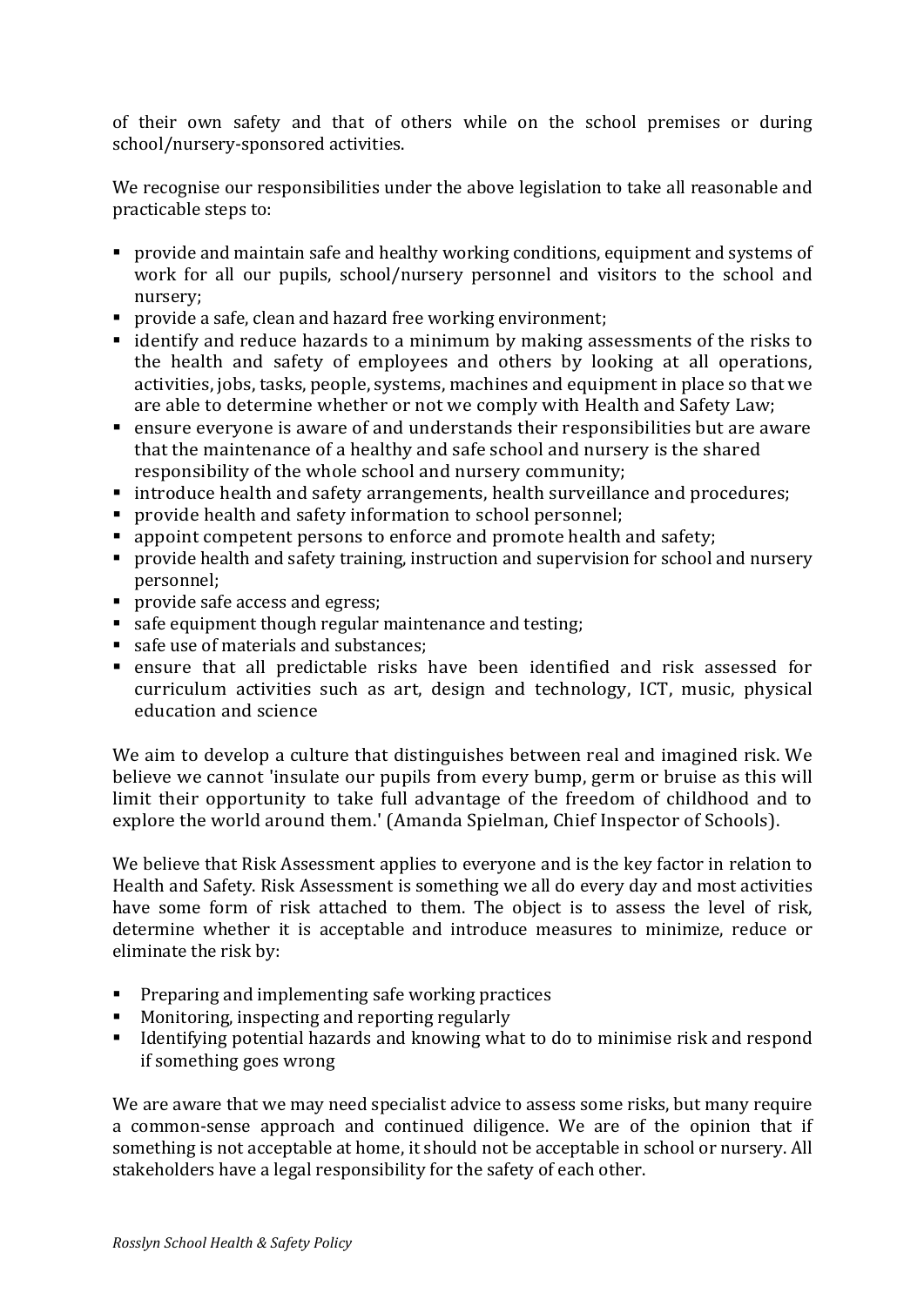of their own safety and that of others while on the school premises or during school/nursery-sponsored activities.

We recognise our responsibilities under the above legislation to take all reasonable and practicable steps to:

- provide and maintain safe and healthy working conditions, equipment and systems of work for all our pupils, school/nursery personnel and visitors to the school and nursery;
- provide a safe, clean and hazard free working environment;
- identify and reduce hazards to a minimum by making assessments of the risks to the health and safety of employees and others by looking at all operations, activities, jobs, tasks, people, systems, machines and equipment in place so that we are able to determine whether or not we comply with Health and Safety Law;
- ensure everyone is aware of and understands their responsibilities but are aware that the maintenance of a healthy and safe school and nursery is the shared responsibility of the whole school and nursery community;
- introduce health and safety arrangements, health surveillance and procedures;
- provide health and safety information to school personnel;
- appoint competent persons to enforce and promote health and safety;
- provide health and safety training, instruction and supervision for school and nursery personnel;
- provide safe access and egress;
- safe equipment though regular maintenance and testing;
- safe use of materials and substances;
- ensure that all predictable risks have been identified and risk assessed for curriculum activities such as art, design and technology, ICT, music, physical education and science

We aim to develop a culture that distinguishes between real and imagined risk. We believe we cannot 'insulate our pupils from every bump, germ or bruise as this will limit their opportunity to take full advantage of the freedom of childhood and to explore the world around them.' (Amanda Spielman, Chief Inspector of Schools).

We believe that Risk Assessment applies to everyone and is the key factor in relation to Health and Safety. Risk Assessment is something we all do every day and most activities have some form of risk attached to them. The object is to assess the level of risk, determine whether it is acceptable and introduce measures to minimize, reduce or eliminate the risk by:

- Preparing and implementing safe working practices
- Monitoring, inspecting and reporting regularly
- Identifying potential hazards and knowing what to do to minimise risk and respond if something goes wrong

We are aware that we may need specialist advice to assess some risks, but many require a common-sense approach and continued diligence. We are of the opinion that if something is not acceptable at home, it should not be acceptable in school or nursery. All stakeholders have a legal responsibility for the safety of each other.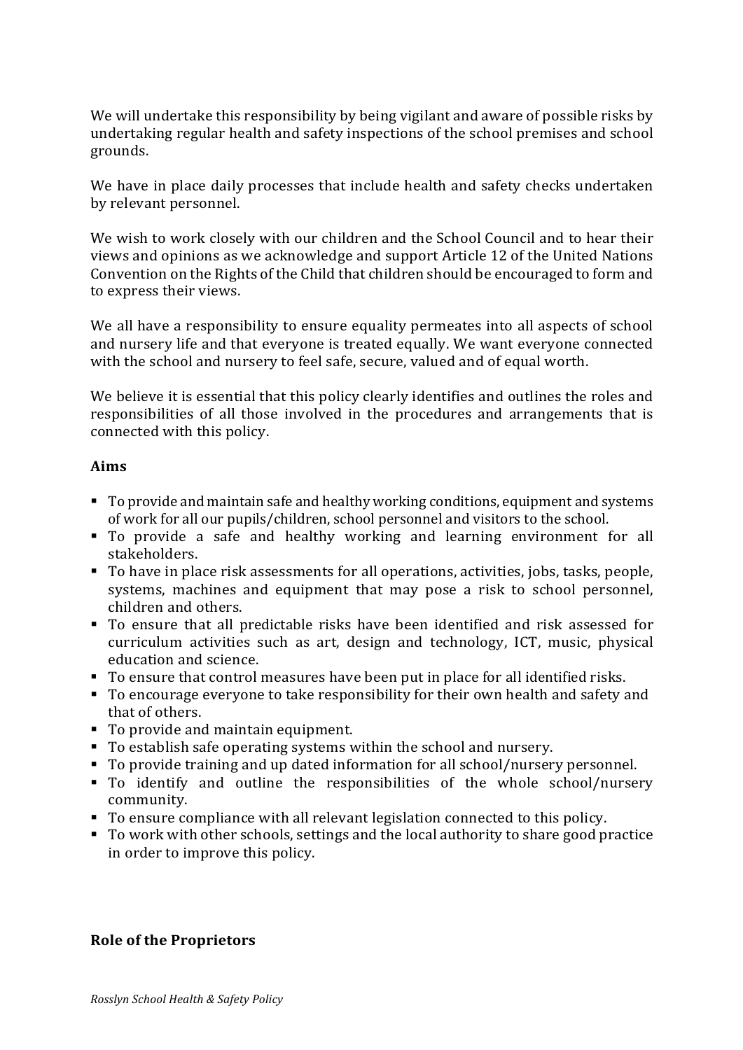We will undertake this responsibility by being vigilant and aware of possible risks by undertaking regular health and safety inspections of the school premises and school grounds.

We have in place daily processes that include health and safety checks undertaken by relevant personnel.

We wish to work closely with our children and the School Council and to hear their views and opinions as we acknowledge and support Article 12 of the United Nations Convention on the Rights of the Child that children should be encouraged to form and to express their views.

We all have a responsibility to ensure equality permeates into all aspects of school and nursery life and that everyone is treated equally. We want everyone connected with the school and nursery to feel safe, secure, valued and of equal worth.

We believe it is essential that this policy clearly identifies and outlines the roles and responsibilities of all those involved in the procedures and arrangements that is connected with this policy.

**Aims**

- To provide and maintain safe and healthy working conditions, equipment and systems of work for all our pupils/children, school personnel and visitors to the school.
- To provide a safe and healthy working and learning environment for all stakeholders.
- To have in place risk assessments for all operations, activities, jobs, tasks, people, systems, machines and equipment that may pose a risk to school personnel, children and others.
- To ensure that all predictable risks have been identified and risk assessed for curriculum activities such as art, design and technology, ICT, music, physical education and science.
- To ensure that control measures have been put in place for all identified risks.
- To encourage everyone to take responsibility for their own health and safety and that of others.
- To provide and maintain equipment.
- To establish safe operating systems within the school and nursery.
- To provide training and up dated information for all school/nursery personnel.
- To identify and outline the responsibilities of the whole school/nursery community.
- To ensure compliance with all relevant legislation connected to this policy.
- To work with other schools, settings and the local authority to share good practice in order to improve this policy.

**Role of the Proprietors**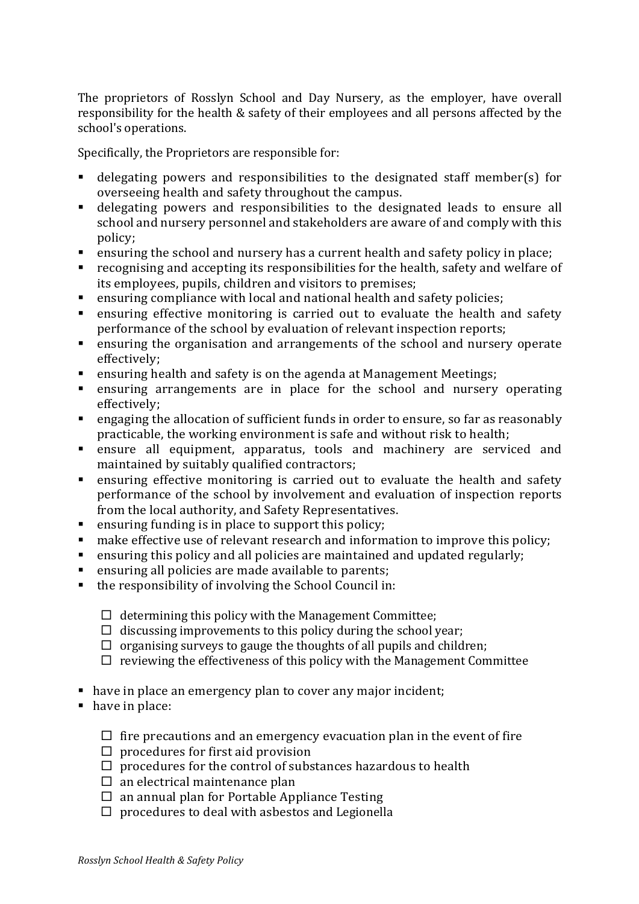The proprietors of Rosslyn School and Day Nursery, as the employer, have overall responsibility for the health & safety of their employees and all persons affected by the school's operations.

Specifically, the Proprietors are responsible for:

- delegating powers and responsibilities to the designated staff member(s) for overseeing health and safety throughout the campus.
- delegating powers and responsibilities to the designated leads to ensure all school and nursery personnel and stakeholders are aware of and comply with this policy;
- ensuring the school and nursery has a current health and safety policy in place;
- recognising and accepting its responsibilities for the health, safety and welfare of its employees, pupils, children and visitors to premises;
- ensuring compliance with local and national health and safety policies;
- ensuring effective monitoring is carried out to evaluate the health and safety performance of the school by evaluation of relevant inspection reports;
- ensuring the organisation and arrangements of the school and nursery operate effectively;
- ensuring health and safety is on the agenda at Management Meetings;
- ensuring arrangements are in place for the school and nursery operating effectively;
- engaging the allocation of sufficient funds in order to ensure, so far as reasonably practicable, the working environment is safe and without risk to health;
- ensure all equipment, apparatus, tools and machinery are serviced and maintained by suitably qualified contractors;
- ensuring effective monitoring is carried out to evaluate the health and safety performance of the school by involvement and evaluation of inspection reports from the local authority, and Safety Representatives.
- ensuring funding is in place to support this policy;
- make effective use of relevant research and information to improve this policy;
- ensuring this policy and all policies are maintained and updated regularly;
- ensuring all policies are made available to parents;
- the responsibility of involving the School Council in:
  - ☐ determining this policy with the Management Committee;
  - ☐ discussing improvements to this policy during the school year;
  - ☐ organising surveys to gauge the thoughts of all pupils and children;
  - ☐ reviewing the effectiveness of this policy with the Management Committee
- have in place an emergency plan to cover any major incident;
- have in place:
  - ☐ fire precautions and an emergency evacuation plan in the event of fire
  - ☐ procedures for first aid provision
  - ☐ procedures for the control of substances hazardous to health
  - ☐ an electrical maintenance plan
  - ☐ an annual plan for Portable Appliance Testing
  - ☐ procedures to deal with asbestos and Legionella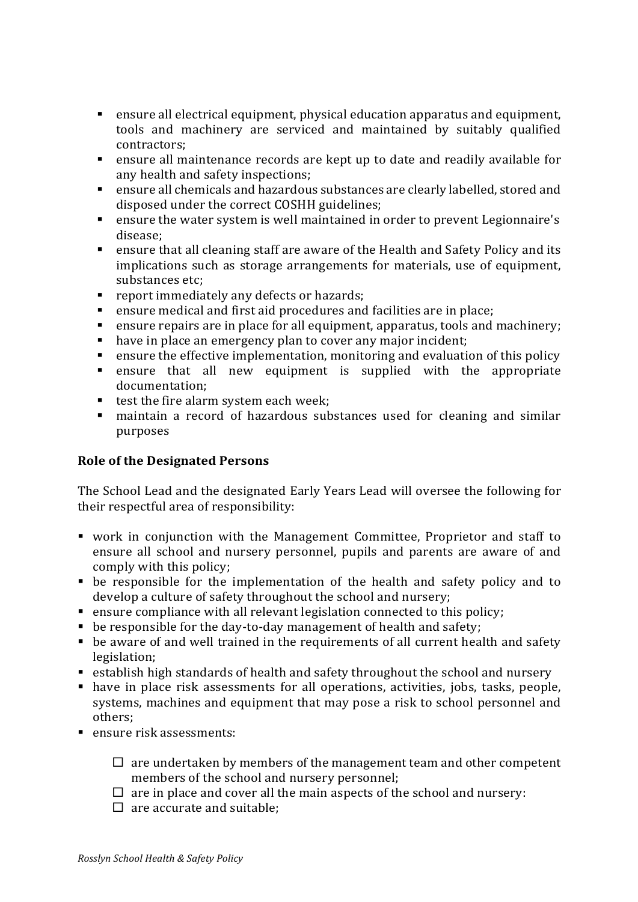- ensure all electrical equipment, physical education apparatus and equipment, tools and machinery are serviced and maintained by suitably qualified contractors;
- ensure all maintenance records are kept up to date and readily available for any health and safety inspections;
- ensure all chemicals and hazardous substances are clearly labelled, stored and disposed under the correct COSHH guidelines;
- ensure the water system is well maintained in order to prevent Legionnaire's disease;
- ensure that all cleaning staff are aware of the Health and Safety Policy and its implications such as storage arrangements for materials, use of equipment, substances etc;
- report immediately any defects or hazards;
- ensure medical and first aid procedures and facilities are in place;
- ensure repairs are in place for all equipment, apparatus, tools and machinery;
- have in place an emergency plan to cover any major incident;
- ensure the effective implementation, monitoring and evaluation of this policy
- ensure that all new equipment is supplied with the appropriate documentation;
- test the fire alarm system each week;
- maintain a record of hazardous substances used for cleaning and similar purposes

**Role of the Designated Persons**

The School Lead and the designated Early Years Lead will oversee the following for their respectful area of responsibility:

- work in conjunction with the Management Committee, Proprietor and staff to ensure all school and nursery personnel, pupils and parents are aware of and comply with this policy;
- be responsible for the implementation of the health and safety policy and to develop a culture of safety throughout the school and nursery;
- ensure compliance with all relevant legislation connected to this policy;
- be responsible for the day-to-day management of health and safety;
- be aware of and well trained in the requirements of all current health and safety legislation;
- establish high standards of health and safety throughout the school and nursery
- have in place risk assessments for all operations, activities, jobs, tasks, people, systems, machines and equipment that may pose a risk to school personnel and others;
- ensure risk assessments:
  - ☐ are undertaken by members of the management team and other competent members of the school and nursery personnel;
  - ☐ are in place and cover all the main aspects of the school and nursery:
  - ☐ are accurate and suitable;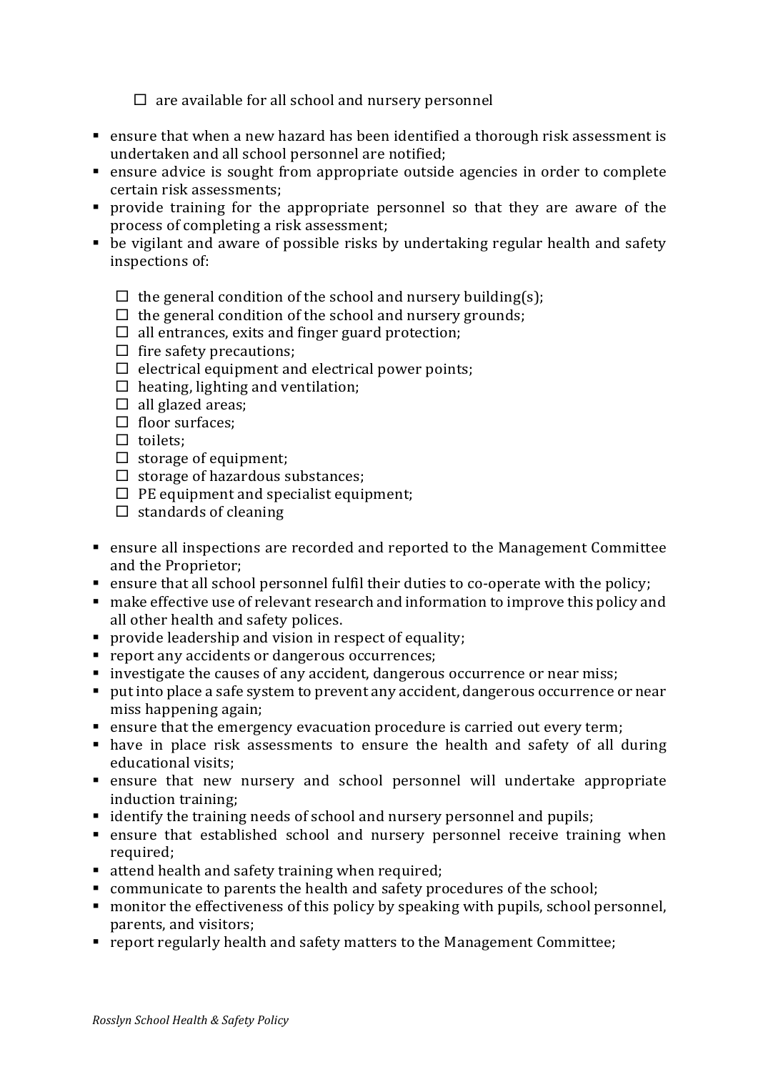- are available for all school and nursery personnel

- ensure that when a new hazard has been identified a thorough risk assessment is undertaken and all school personnel are notified;
- ensure advice is sought from appropriate outside agencies in order to complete certain risk assessments;
- provide training for the appropriate personnel so that they are aware of the process of completing a risk assessment;
- be vigilant and aware of possible risks by undertaking regular health and safety inspections of:

  - the general condition of the school and nursery building(s);
  - the general condition of the school and nursery grounds;
  - all entrances, exits and finger guard protection;
  - fire safety precautions;
  - electrical equipment and electrical power points;
  - heating, lighting and ventilation;
  - all glazed areas;
  - floor surfaces;
  - toilets;
  - storage of equipment;
  - storage of hazardous substances;
  - PE equipment and specialist equipment;
  - standards of cleaning

- ensure all inspections are recorded and reported to the Management Committee and the Proprietor;
- ensure that all school personnel fulfil their duties to co-operate with the policy;
- make effective use of relevant research and information to improve this policy and all other health and safety polices.
- provide leadership and vision in respect of equality;
- report any accidents or dangerous occurrences;
- investigate the causes of any accident, dangerous occurrence or near miss;
- put into place a safe system to prevent any accident, dangerous occurrence or near miss happening again;
- ensure that the emergency evacuation procedure is carried out every term;
- have in place risk assessments to ensure the health and safety of all during educational visits;
- ensure that new nursery and school personnel will undertake appropriate induction training;
- identify the training needs of school and nursery personnel and pupils;
- ensure that established school and nursery personnel receive training when required;
- attend health and safety training when required;
- communicate to parents the health and safety procedures of the school;
- monitor the effectiveness of this policy by speaking with pupils, school personnel, parents, and visitors;
- report regularly health and safety matters to the Management Committee;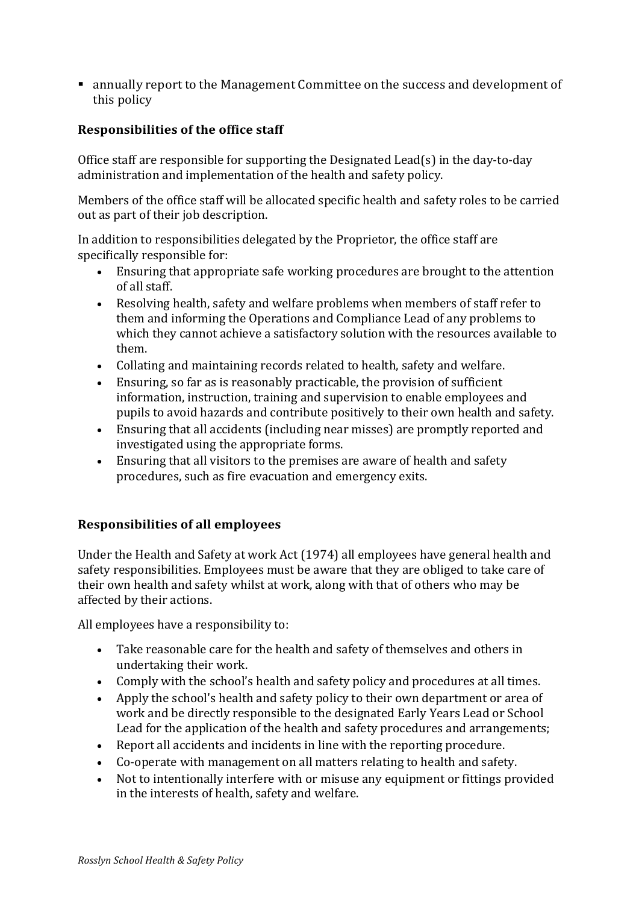- annually report to the Management Committee on the success and development of this policy

### Responsibilities of the office staff

Office staff are responsible for supporting the Designated Lead(s) in the day-to-day administration and implementation of the health and safety policy.

Members of the office staff will be allocated specific health and safety roles to be carried out as part of their job description.

In addition to responsibilities delegated by the Proprietor, the office staff are specifically responsible for:

- Ensuring that appropriate safe working procedures are brought to the attention of all staff.
- Resolving health, safety and welfare problems when members of staff refer to them and informing the Operations and Compliance Lead of any problems to which they cannot achieve a satisfactory solution with the resources available to them.
- Collating and maintaining records related to health, safety and welfare.
- Ensuring, so far as is reasonably practicable, the provision of sufficient information, instruction, training and supervision to enable employees and pupils to avoid hazards and contribute positively to their own health and safety.
- Ensuring that all accidents (including near misses) are promptly reported and investigated using the appropriate forms.
- Ensuring that all visitors to the premises are aware of health and safety procedures, such as fire evacuation and emergency exits.

### Responsibilities of all employees

Under the Health and Safety at work Act (1974) all employees have general health and safety responsibilities. Employees must be aware that they are obliged to take care of their own health and safety whilst at work, along with that of others who may be affected by their actions.

All employees have a responsibility to:

- Take reasonable care for the health and safety of themselves and others in undertaking their work.
- Comply with the school's health and safety policy and procedures at all times.
- Apply the school's health and safety policy to their own department or area of work and be directly responsible to the designated Early Years Lead or School Lead for the application of the health and safety procedures and arrangements;
- Report all accidents and incidents in line with the reporting procedure.
- Co-operate with management on all matters relating to health and safety.
- Not to intentionally interfere with or misuse any equipment or fittings provided in the interests of health, safety and welfare.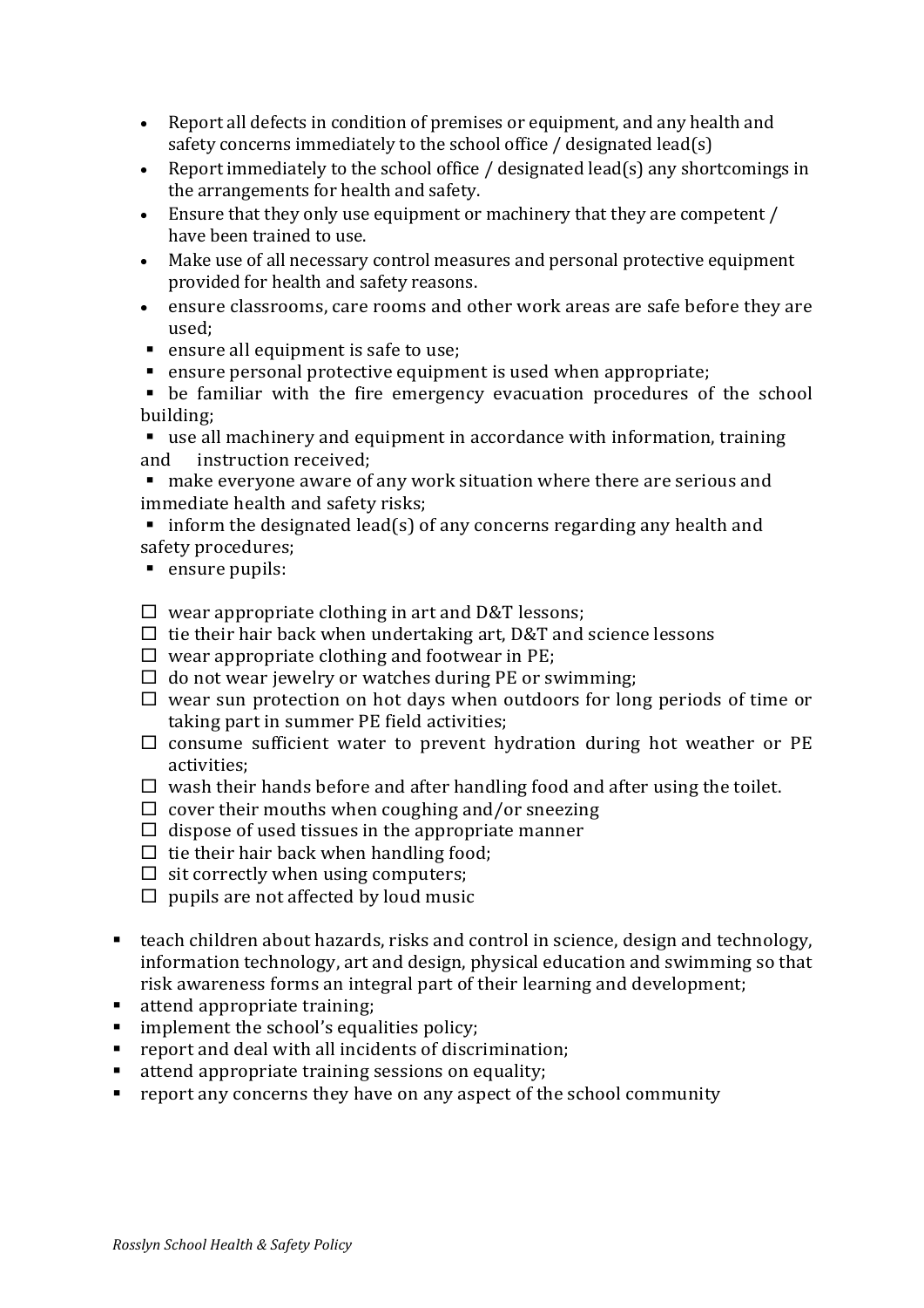- Report all defects in condition of premises or equipment, and any health and safety concerns immediately to the school office / designated lead(s)
- Report immediately to the school office / designated lead(s) any shortcomings in the arrangements for health and safety.
- Ensure that they only use equipment or machinery that they are competent / have been trained to use.
- Make use of all necessary control measures and personal protective equipment provided for health and safety reasons.
- ensure classrooms, care rooms and other work areas are safe before they are used;
- ensure all equipment is safe to use;
- ensure personal protective equipment is used when appropriate;
- be familiar with the fire emergency evacuation procedures of the school building;
- use all machinery and equipment in accordance with information, training and instruction received;
- make everyone aware of any work situation where there are serious and immediate health and safety risks;
- inform the designated lead(s) of any concerns regarding any health and safety procedures;
- ensure pupils:

  - ☐ wear appropriate clothing in art and D&T lessons;
  - ☐ tie their hair back when undertaking art, D&T and science lessons
  - ☐ wear appropriate clothing and footwear in PE;
  - ☐ do not wear jewelry or watches during PE or swimming;
  - ☐ wear sun protection on hot days when outdoors for long periods of time or taking part in summer PE field activities;
  - ☐ consume sufficient water to prevent hydration during hot weather or PE activities;
  - ☐ wash their hands before and after handling food and after using the toilet.
  - ☐ cover their mouths when coughing and/or sneezing
  - ☐ dispose of used tissues in the appropriate manner
  - ☐ tie their hair back when handling food;
  - ☐ sit correctly when using computers;
  - ☐ pupils are not affected by loud music

- teach children about hazards, risks and control in science, design and technology, information technology, art and design, physical education and swimming so that risk awareness forms an integral part of their learning and development;
- attend appropriate training;
- implement the school's equalities policy;
- report and deal with all incidents of discrimination;
- attend appropriate training sessions on equality;
- report any concerns they have on any aspect of the school community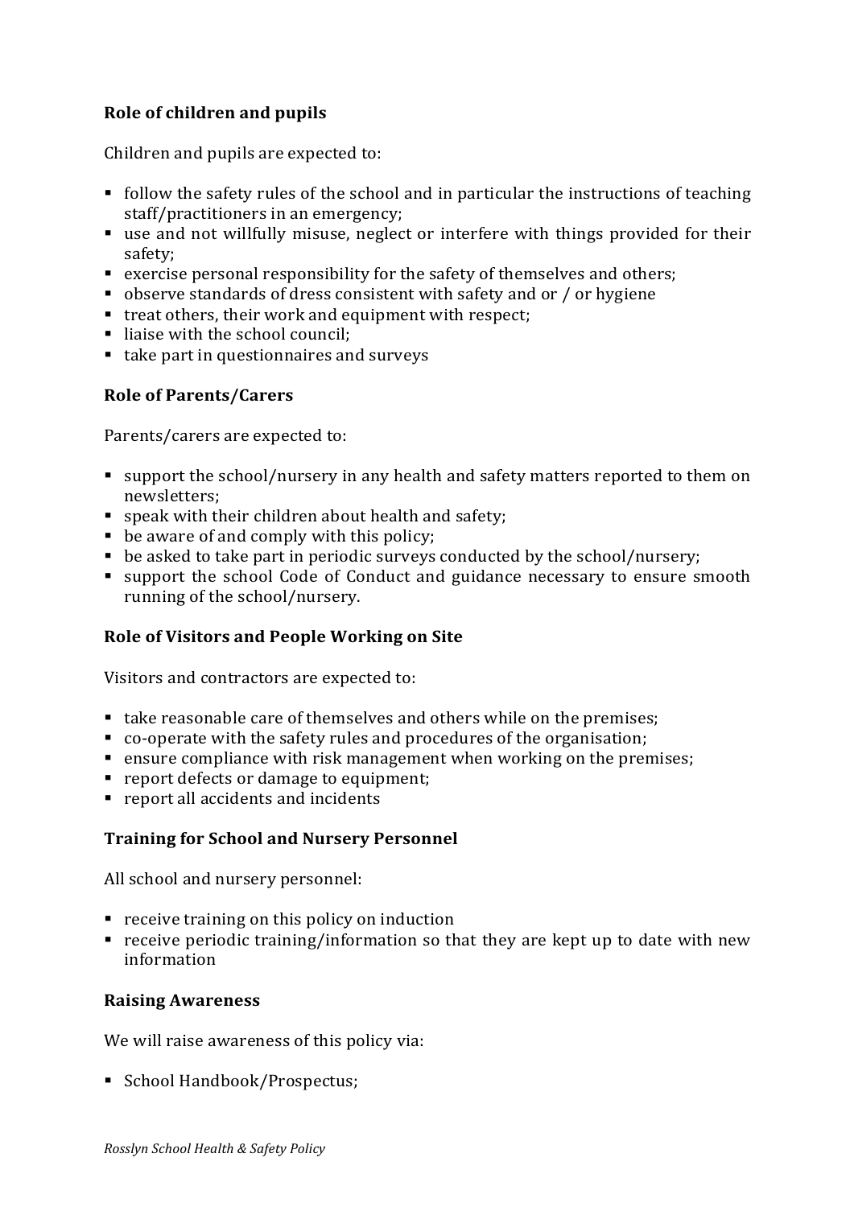**Role of children and pupils**

Children and pupils are expected to:

- follow the safety rules of the school and in particular the instructions of teaching staff/practitioners in an emergency;
- use and not willfully misuse, neglect or interfere with things provided for their safety;
- exercise personal responsibility for the safety of themselves and others;
- observe standards of dress consistent with safety and or / or hygiene
- treat others, their work and equipment with respect;
- liaise with the school council;
- take part in questionnaires and surveys

**Role of Parents/Carers**

Parents/carers are expected to:

- support the school/nursery in any health and safety matters reported to them on newsletters;
- speak with their children about health and safety;
- be aware of and comply with this policy;
- be asked to take part in periodic surveys conducted by the school/nursery;
- support the school Code of Conduct and guidance necessary to ensure smooth running of the school/nursery.

**Role of Visitors and People Working on Site**

Visitors and contractors are expected to:

- take reasonable care of themselves and others while on the premises;
- co-operate with the safety rules and procedures of the organisation;
- ensure compliance with risk management when working on the premises;
- report defects or damage to equipment;
- report all accidents and incidents

**Training for School and Nursery Personnel**

All school and nursery personnel:

- receive training on this policy on induction
- receive periodic training/information so that they are kept up to date with new information

**Raising Awareness**

We will raise awareness of this policy via:

- School Handbook/Prospectus;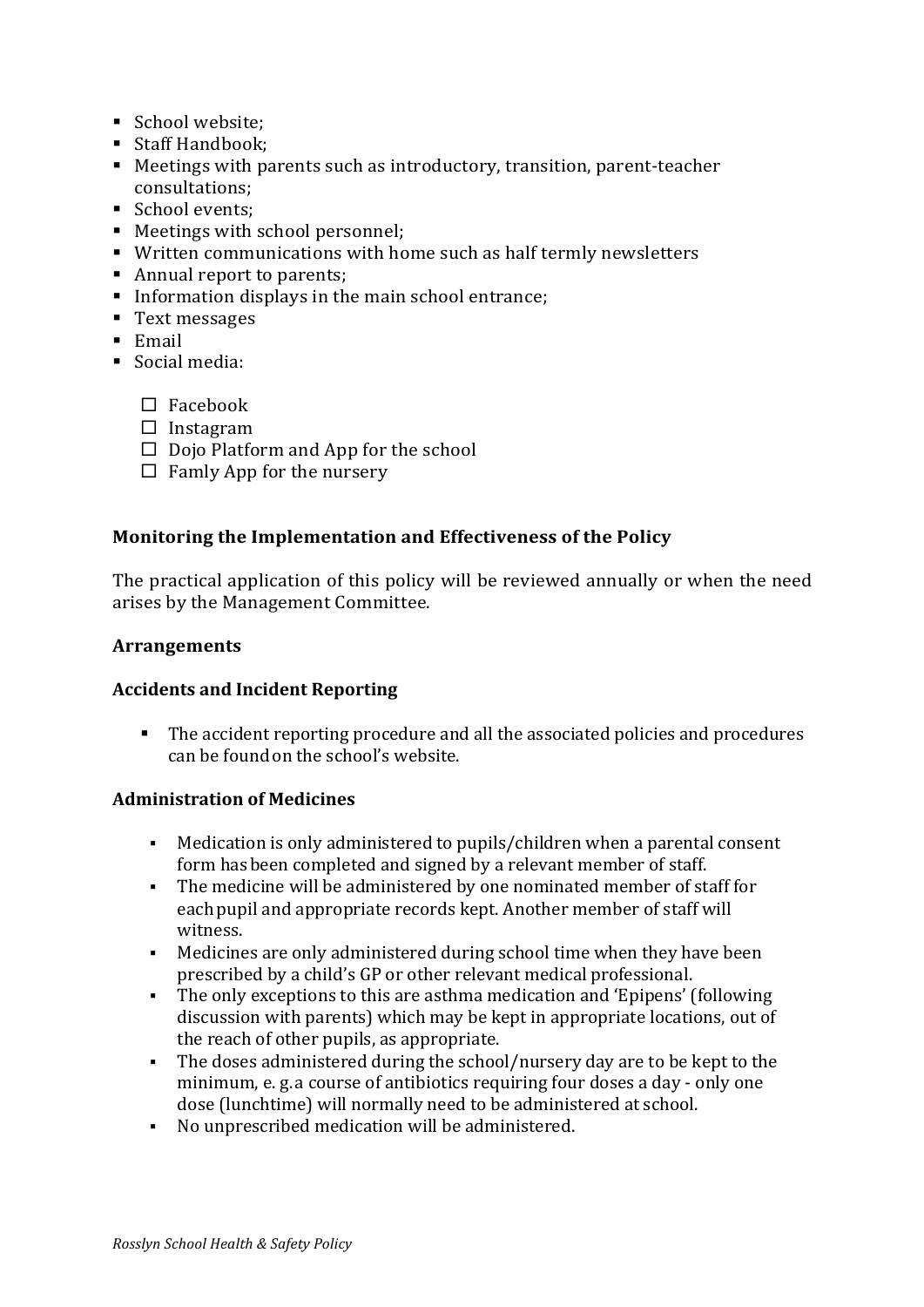- School website;
- Staff Handbook;
- Meetings with parents such as introductory, transition, parent-teacher consultations;
- School events;
- Meetings with school personnel;
- Written communications with home such as half termly newsletters
- Annual report to parents;
- Information displays in the main school entrance;
- Text messages
- Email
- Social media:

  - ☐ Facebook
  - ☐ Instagram
  - ☐ Dojo Platform and App for the school
  - ☐ Famly App for the nursery

**Monitoring the Implementation and Effectiveness of the Policy**

The practical application of this policy will be reviewed annually or when the need arises by the Management Committee.

**Arrangements**

**Accidents and Incident Reporting**

- The accident reporting procedure and all the associated policies and procedures can be found on the school's website.

**Administration of Medicines**

- Medication is only administered to pupils/children when a parental consent form has been completed and signed by a relevant member of staff.
- The medicine will be administered by one nominated member of staff for each pupil and appropriate records kept. Another member of staff will witness.
- Medicines are only administered during school time when they have been prescribed by a child's GP or other relevant medical professional.
- The only exceptions to this are asthma medication and 'Epipens' (following discussion with parents) which may be kept in appropriate locations, out of the reach of other pupils, as appropriate.
- The doses administered during the school/nursery day are to be kept to the minimum, e. g. a course of antibiotics requiring four doses a day - only one dose (lunchtime) will normally need to be administered at school.
- No unprescribed medication will be administered.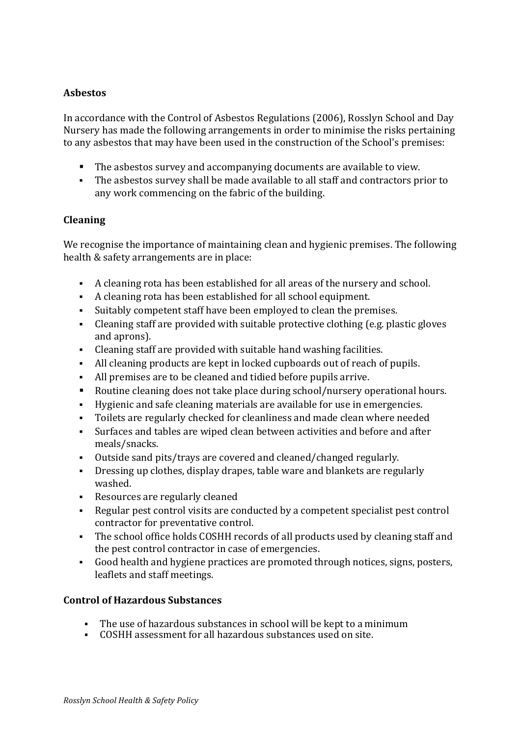## Asbestos

In accordance with the Control of Asbestos Regulations (2006), Rosslyn School and Day Nursery has made the following arrangements in order to minimise the risks pertaining to any asbestos that may have been used in the construction of the School's premises:

- The asbestos survey and accompanying documents are available to view.
- The asbestos survey shall be made available to all staff and contractors prior to any work commencing on the fabric of the building.

## Cleaning

We recognise the importance of maintaining clean and hygienic premises. The following health & safety arrangements are in place:

- A cleaning rota has been established for all areas of the nursery and school.
- A cleaning rota has been established for all school equipment.
- Suitably competent staff have been employed to clean the premises.
- Cleaning staff are provided with suitable protective clothing (e.g. plastic gloves and aprons).
- Cleaning staff are provided with suitable hand washing facilities.
- All cleaning products are kept in locked cupboards out of reach of pupils.
- All premises are to be cleaned and tidied before pupils arrive.
- Routine cleaning does not take place during school/nursery operational hours.
- Hygienic and safe cleaning materials are available for use in emergencies.
- Toilets are regularly checked for cleanliness and made clean where needed
- Surfaces and tables are wiped clean between activities and before and after meals/snacks.
- Outside sand pits/trays are covered and cleaned/changed regularly.
- Dressing up clothes, display drapes, table ware and blankets are regularly washed.
- Resources are regularly cleaned
- Regular pest control visits are conducted by a competent specialist pest control contractor for preventative control.
- The school office holds COSHH records of all products used by cleaning staff and the pest control contractor in case of emergencies.
- Good health and hygiene practices are promoted through notices, signs, posters, leaflets and staff meetings.

## Control of Hazardous Substances

- The use of hazardous substances in school will be kept to a minimum
- COSHH assessment for all hazardous substances used on site.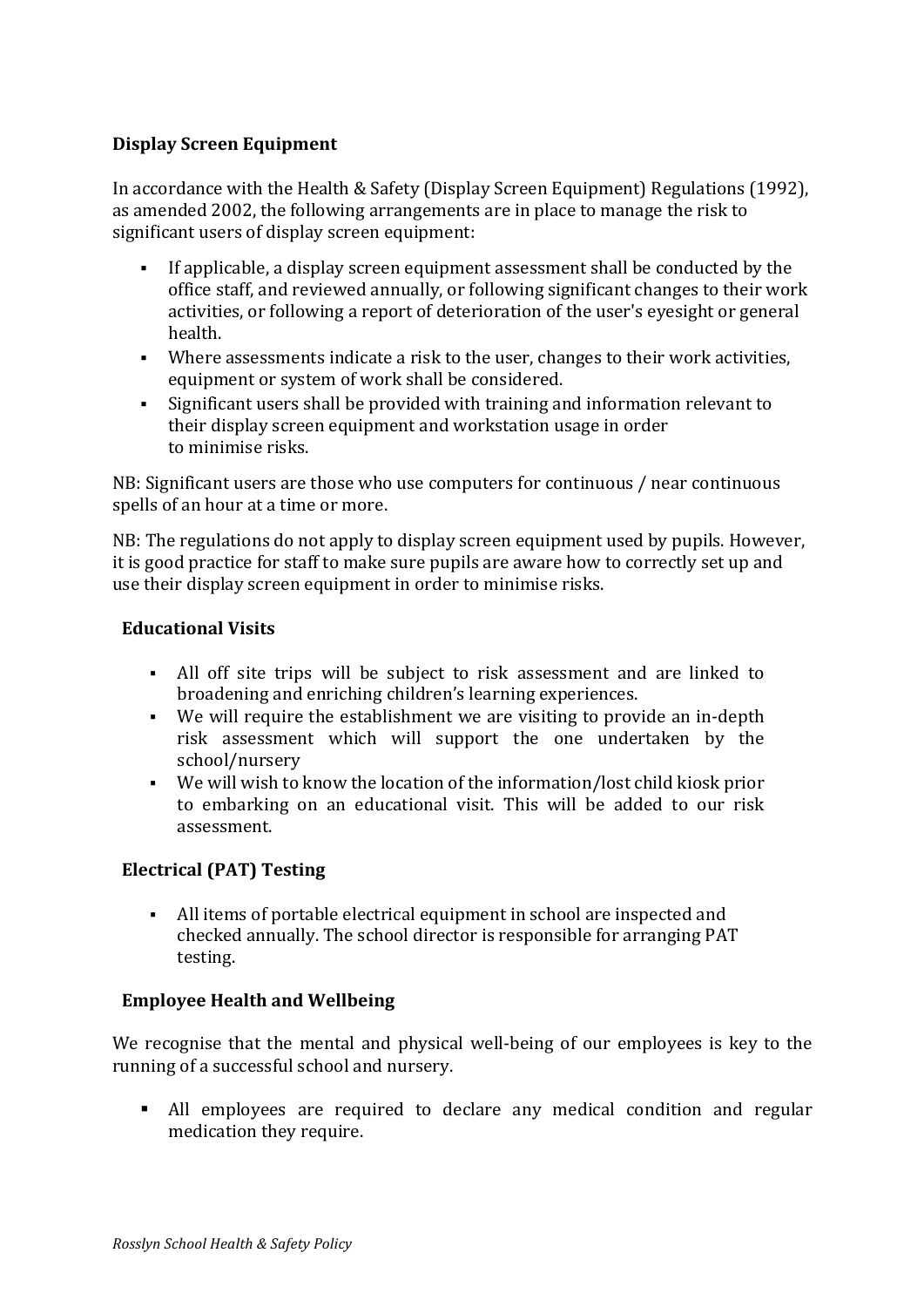**Display Screen Equipment**

In accordance with the Health & Safety (Display Screen Equipment) Regulations (1992), as amended 2002, the following arrangements are in place to manage the risk to significant users of display screen equipment:

- If applicable, a display screen equipment assessment shall be conducted by the office staff, and reviewed annually, or following significant changes to their work activities, or following a report of deterioration of the user's eyesight or general health.
- Where assessments indicate a risk to the user, changes to their work activities, equipment or system of work shall be considered.
- Significant users shall be provided with training and information relevant to their display screen equipment and workstation usage in order to minimise risks.

NB: Significant users are those who use computers for continuous / near continuous spells of an hour at a time or more.

NB: The regulations do not apply to display screen equipment used by pupils. However, it is good practice for staff to make sure pupils are aware how to correctly set up and use their display screen equipment in order to minimise risks.

**Educational Visits**

- All off site trips will be subject to risk assessment and are linked to broadening and enriching children's learning experiences.
- We will require the establishment we are visiting to provide an in-depth risk assessment which will support the one undertaken by the school/nursery
- We will wish to know the location of the information/lost child kiosk prior to embarking on an educational visit. This will be added to our risk assessment.

**Electrical (PAT) Testing**

- All items of portable electrical equipment in school are inspected and checked annually. The school director is responsible for arranging PAT testing.

**Employee Health and Wellbeing**

We recognise that the mental and physical well-being of our employees is key to the running of a successful school and nursery.

- All employees are required to declare any medical condition and regular medication they require.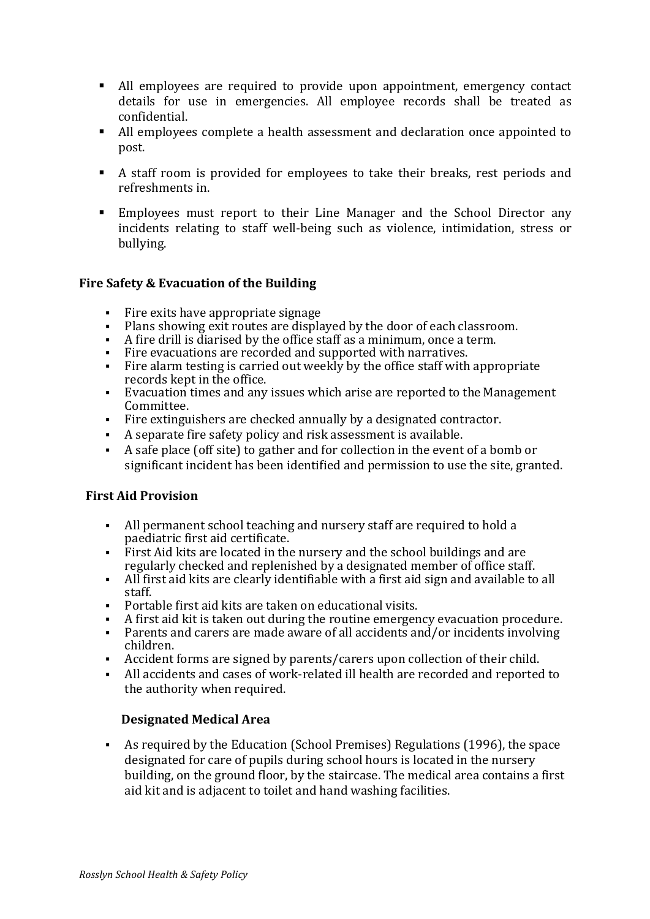- All employees are required to provide upon appointment, emergency contact details for use in emergencies. All employee records shall be treated as confidential.
- All employees complete a health assessment and declaration once appointed to post.
- A staff room is provided for employees to take their breaks, rest periods and refreshments in.
- Employees must report to their Line Manager and the School Director any incidents relating to staff well-being such as violence, intimidation, stress or bullying.

**Fire Safety & Evacuation of the Building**

- Fire exits have appropriate signage
- Plans showing exit routes are displayed by the door of each classroom.
- A fire drill is diarised by the office staff as a minimum, once a term.
- Fire evacuations are recorded and supported with narratives.
- Fire alarm testing is carried out weekly by the office staff with appropriate records kept in the office.
- Evacuation times and any issues which arise are reported to the Management Committee.
- Fire extinguishers are checked annually by a designated contractor.
- A separate fire safety policy and risk assessment is available.
- A safe place (off site) to gather and for collection in the event of a bomb or significant incident has been identified and permission to use the site, granted.

**First Aid Provision**

- All permanent school teaching and nursery staff are required to hold a paediatric first aid certificate.
- First Aid kits are located in the nursery and the school buildings and are regularly checked and replenished by a designated member of office staff.
- All first aid kits are clearly identifiable with a first aid sign and available to all staff.
- Portable first aid kits are taken on educational visits.
- A first aid kit is taken out during the routine emergency evacuation procedure.
- Parents and carers are made aware of all accidents and/or incidents involving children.
- Accident forms are signed by parents/carers upon collection of their child.
- All accidents and cases of work-related ill health are recorded and reported to the authority when required.

**Designated Medical Area**

- As required by the Education (School Premises) Regulations (1996), the space designated for care of pupils during school hours is located in the nursery building, on the ground floor, by the staircase. The medical area contains a first aid kit and is adjacent to toilet and hand washing facilities.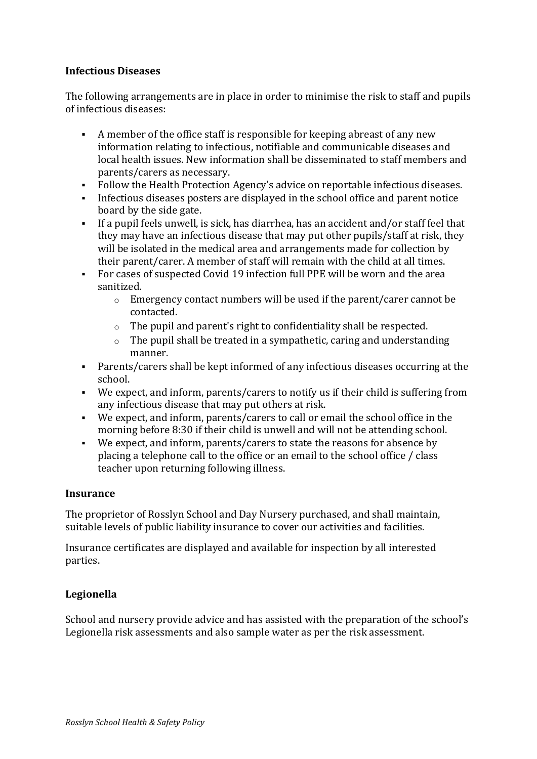**Infectious Diseases**

The following arrangements are in place in order to minimise the risk to staff and pupils of infectious diseases:

- A member of the office staff is responsible for keeping abreast of any new information relating to infectious, notifiable and communicable diseases and local health issues. New information shall be disseminated to staff members and parents/carers as necessary.
- Follow the Health Protection Agency's advice on reportable infectious diseases.
- Infectious diseases posters are displayed in the school office and parent notice board by the side gate.
- If a pupil feels unwell, is sick, has diarrhea, has an accident and/or staff feel that they may have an infectious disease that may put other pupils/staff at risk, they will be isolated in the medical area and arrangements made for collection by their parent/carer. A member of staff will remain with the child at all times.
- For cases of suspected Covid 19 infection full PPE will be worn and the area sanitized.
    - Emergency contact numbers will be used if the parent/carer cannot be contacted.
    - The pupil and parent's right to confidentiality shall be respected.
    - The pupil shall be treated in a sympathetic, caring and understanding manner.
- Parents/carers shall be kept informed of any infectious diseases occurring at the school.
- We expect, and inform, parents/carers to notify us if their child is suffering from any infectious disease that may put others at risk.
- We expect, and inform, parents/carers to call or email the school office in the morning before 8:30 if their child is unwell and will not be attending school.
- We expect, and inform, parents/carers to state the reasons for absence by placing a telephone call to the office or an email to the school office / class teacher upon returning following illness.

**Insurance**

The proprietor of Rosslyn School and Day Nursery purchased, and shall maintain, suitable levels of public liability insurance to cover our activities and facilities.

Insurance certificates are displayed and available for inspection by all interested parties.

**Legionella**

School and nursery provide advice and has assisted with the preparation of the school's Legionella risk assessments and also sample water as per the risk assessment.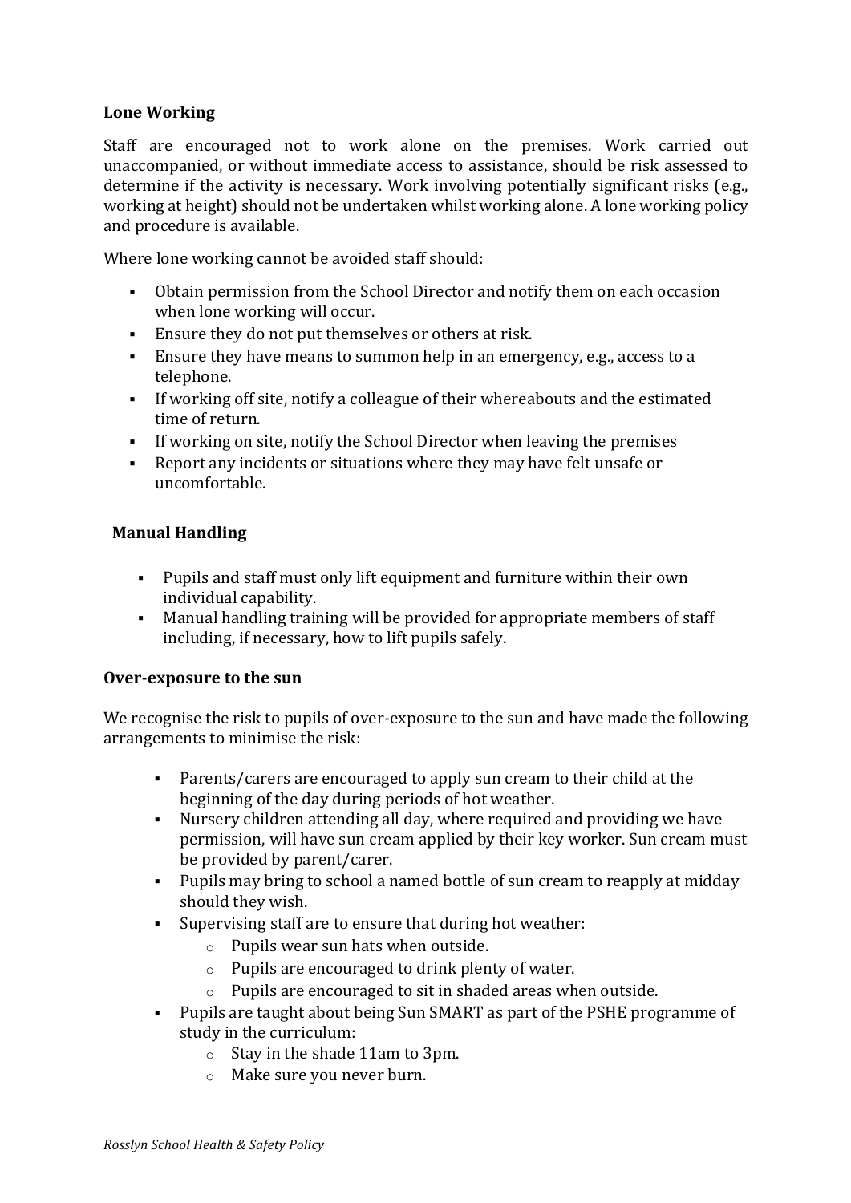**Lone Working**

Staff are encouraged not to work alone on the premises. Work carried out unaccompanied, or without immediate access to assistance, should be risk assessed to determine if the activity is necessary. Work involving potentially significant risks (e.g., working at height) should not be undertaken whilst working alone. A lone working policy and procedure is available.

Where lone working cannot be avoided staff should:

- Obtain permission from the School Director and notify them on each occasion when lone working will occur.
- Ensure they do not put themselves or others at risk.
- Ensure they have means to summon help in an emergency, e.g., access to a telephone.
- If working off site, notify a colleague of their whereabouts and the estimated time of return.
- If working on site, notify the School Director when leaving the premises
- Report any incidents or situations where they may have felt unsafe or uncomfortable.

**Manual Handling**

- Pupils and staff must only lift equipment and furniture within their own individual capability.
- Manual handling training will be provided for appropriate members of staff including, if necessary, how to lift pupils safely.

**Over-exposure to the sun**

We recognise the risk to pupils of over-exposure to the sun and have made the following arrangements to minimise the risk:

- Parents/carers are encouraged to apply sun cream to their child at the beginning of the day during periods of hot weather.
- Nursery children attending all day, where required and providing we have permission, will have sun cream applied by their key worker. Sun cream must be provided by parent/carer.
- Pupils may bring to school a named bottle of sun cream to reapply at midday should they wish.
- Supervising staff are to ensure that during hot weather:
  - Pupils wear sun hats when outside.
  - Pupils are encouraged to drink plenty of water.
  - Pupils are encouraged to sit in shaded areas when outside.
- Pupils are taught about being Sun SMART as part of the PSHE programme of study in the curriculum:
  - Stay in the shade 11am to 3pm.
  - Make sure you never burn.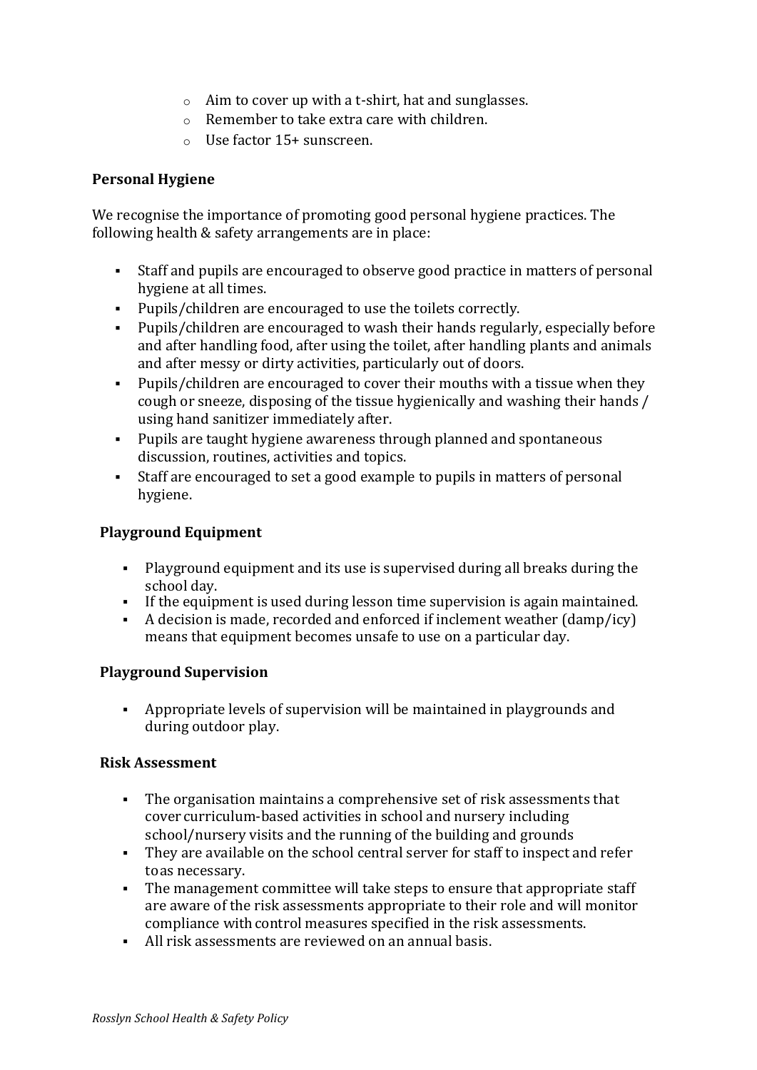- Aim to cover up with a t-shirt, hat and sunglasses.
- Remember to take extra care with children.
- Use factor 15+ sunscreen.

**Personal Hygiene**

We recognise the importance of promoting good personal hygiene practices. The following health & safety arrangements are in place:

- Staff and pupils are encouraged to observe good practice in matters of personal hygiene at all times.
- Pupils/children are encouraged to use the toilets correctly.
- Pupils/children are encouraged to wash their hands regularly, especially before and after handling food, after using the toilet, after handling plants and animals and after messy or dirty activities, particularly out of doors.
- Pupils/children are encouraged to cover their mouths with a tissue when they cough or sneeze, disposing of the tissue hygienically and washing their hands / using hand sanitizer immediately after.
- Pupils are taught hygiene awareness through planned and spontaneous discussion, routines, activities and topics.
- Staff are encouraged to set a good example to pupils in matters of personal hygiene.

**Playground Equipment**

- Playground equipment and its use is supervised during all breaks during the school day.
- If the equipment is used during lesson time supervision is again maintained.
- A decision is made, recorded and enforced if inclement weather (damp/icy) means that equipment becomes unsafe to use on a particular day.

**Playground Supervision**

- Appropriate levels of supervision will be maintained in playgrounds and during outdoor play.

**Risk Assessment**

- The organisation maintains a comprehensive set of risk assessments that cover curriculum-based activities in school and nursery including school/nursery visits and the running of the building and grounds
- They are available on the school central server for staff to inspect and refer to as necessary.
- The management committee will take steps to ensure that appropriate staff are aware of the risk assessments appropriate to their role and will monitor compliance with control measures specified in the risk assessments.
- All risk assessments are reviewed on an annual basis.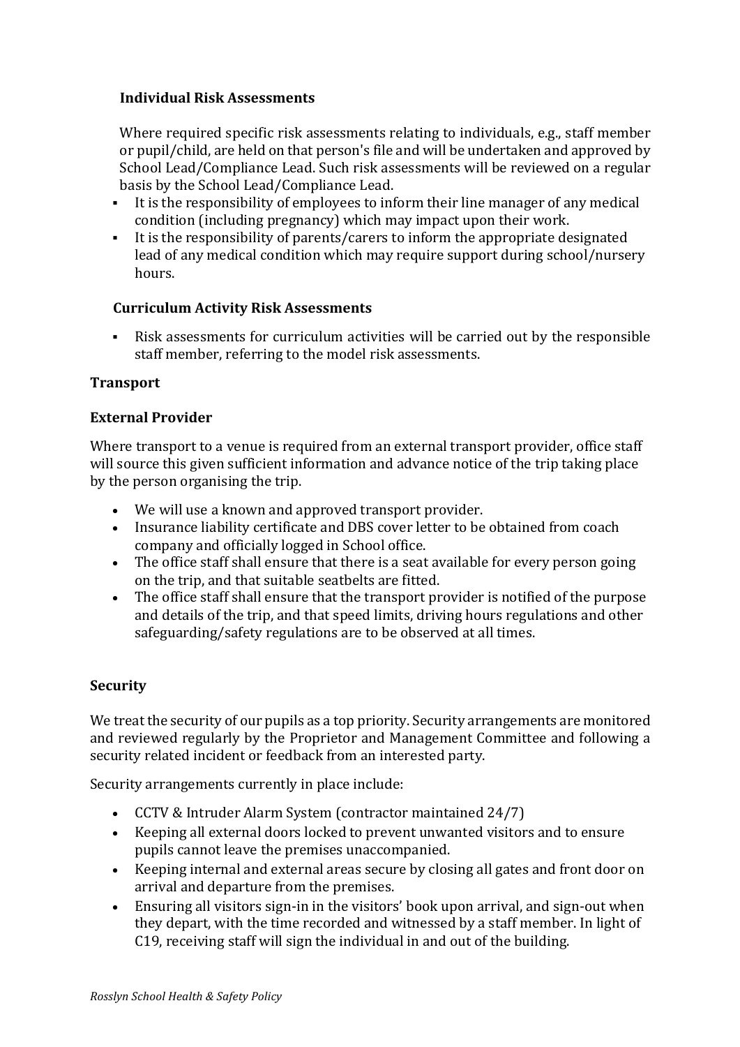### Individual Risk Assessments

Where required specific risk assessments relating to individuals, e.g., staff member or pupil/child, are held on that person's file and will be undertaken and approved by School Lead/Compliance Lead. Such risk assessments will be reviewed on a regular basis by the School Lead/Compliance Lead.

- It is the responsibility of employees to inform their line manager of any medical condition (including pregnancy) which may impact upon their work.
- It is the responsibility of parents/carers to inform the appropriate designated lead of any medical condition which may require support during school/nursery hours.

### Curriculum Activity Risk Assessments

- Risk assessments for curriculum activities will be carried out by the responsible staff member, referring to the model risk assessments.

## Transport

### External Provider

Where transport to a venue is required from an external transport provider, office staff will source this given sufficient information and advance notice of the trip taking place by the person organising the trip.

- We will use a known and approved transport provider.
- Insurance liability certificate and DBS cover letter to be obtained from coach company and officially logged in School office.
- The office staff shall ensure that there is a seat available for every person going on the trip, and that suitable seatbelts are fitted.
- The office staff shall ensure that the transport provider is notified of the purpose and details of the trip, and that speed limits, driving hours regulations and other safeguarding/safety regulations are to be observed at all times.

## Security

We treat the security of our pupils as a top priority. Security arrangements are monitored and reviewed regularly by the Proprietor and Management Committee and following a security related incident or feedback from an interested party.

Security arrangements currently in place include:

- CCTV & Intruder Alarm System (contractor maintained 24/7)
- Keeping all external doors locked to prevent unwanted visitors and to ensure pupils cannot leave the premises unaccompanied.
- Keeping internal and external areas secure by closing all gates and front door on arrival and departure from the premises.
- Ensuring all visitors sign-in in the visitors' book upon arrival, and sign-out when they depart, with the time recorded and witnessed by a staff member. In light of C19, receiving staff will sign the individual in and out of the building.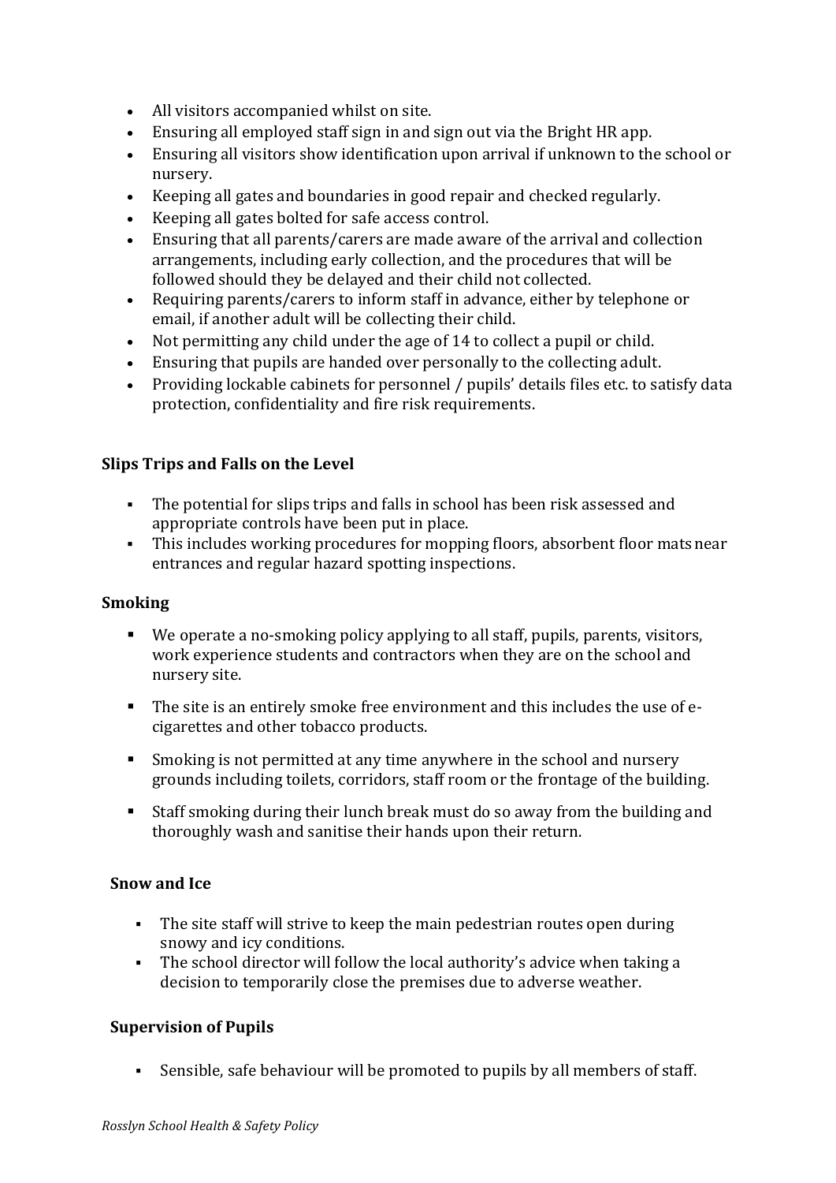- All visitors accompanied whilst on site.
- Ensuring all employed staff sign in and sign out via the Bright HR app.
- Ensuring all visitors show identification upon arrival if unknown to the school or nursery.
- Keeping all gates and boundaries in good repair and checked regularly.
- Keeping all gates bolted for safe access control.
- Ensuring that all parents/carers are made aware of the arrival and collection arrangements, including early collection, and the procedures that will be followed should they be delayed and their child not collected.
- Requiring parents/carers to inform staff in advance, either by telephone or email, if another adult will be collecting their child.
- Not permitting any child under the age of 14 to collect a pupil or child.
- Ensuring that pupils are handed over personally to the collecting adult.
- Providing lockable cabinets for personnel / pupils' details files etc. to satisfy data protection, confidentiality and fire risk requirements.

**Slips Trips and Falls on the Level**

- The potential for slips trips and falls in school has been risk assessed and appropriate controls have been put in place.
- This includes working procedures for mopping floors, absorbent floor mats near entrances and regular hazard spotting inspections.

**Smoking**

- We operate a no-smoking policy applying to all staff, pupils, parents, visitors, work experience students and contractors when they are on the school and nursery site.
- The site is an entirely smoke free environment and this includes the use of e-cigarettes and other tobacco products.
- Smoking is not permitted at any time anywhere in the school and nursery grounds including toilets, corridors, staff room or the frontage of the building.
- Staff smoking during their lunch break must do so away from the building and thoroughly wash and sanitise their hands upon their return.

**Snow and Ice**

- The site staff will strive to keep the main pedestrian routes open during snowy and icy conditions.
- The school director will follow the local authority's advice when taking a decision to temporarily close the premises due to adverse weather.

**Supervision of Pupils**

- Sensible, safe behaviour will be promoted to pupils by all members of staff.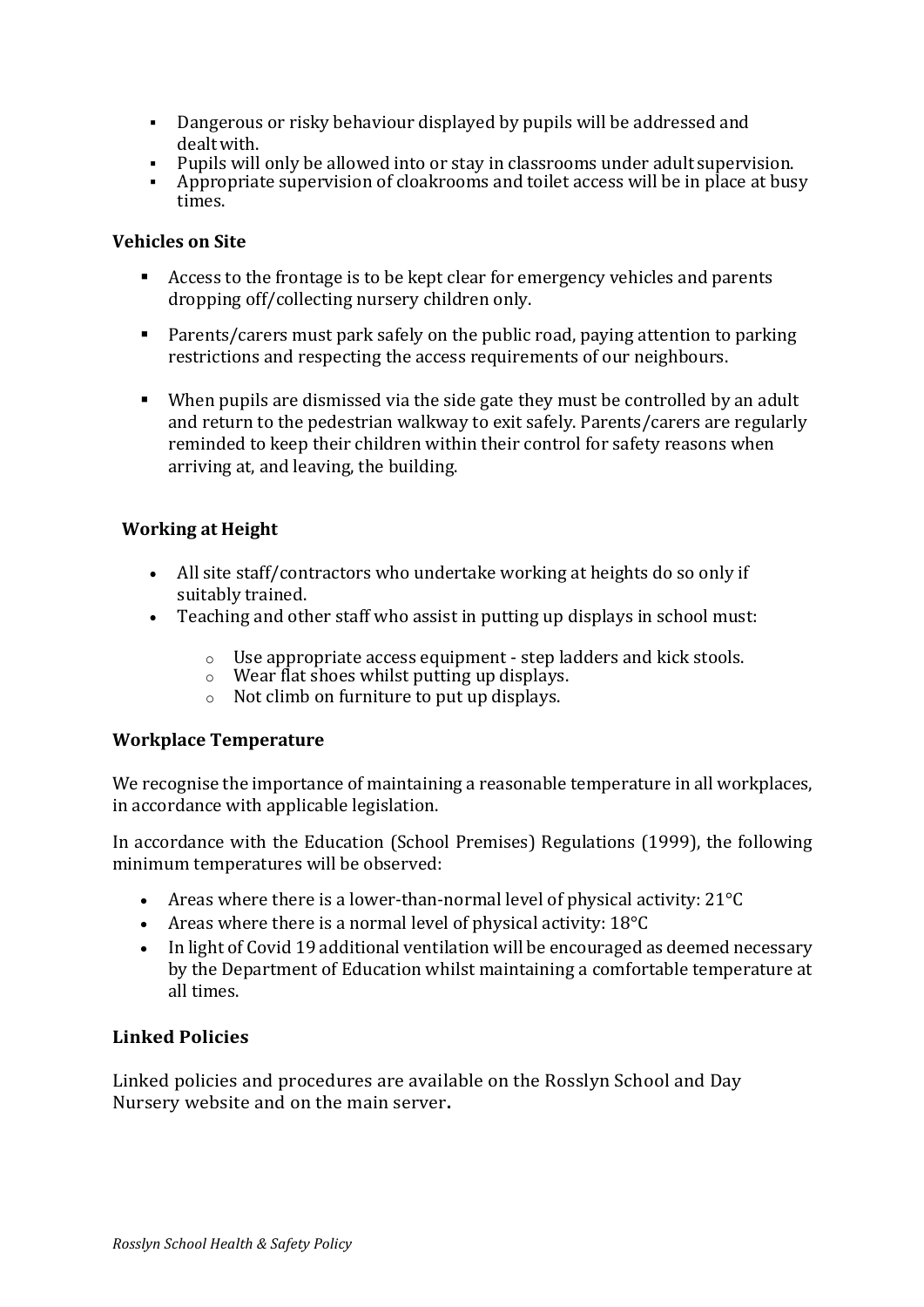- Dangerous or risky behaviour displayed by pupils will be addressed and dealt with.
- Pupils will only be allowed into or stay in classrooms under adult supervision.
- Appropriate supervision of cloakrooms and toilet access will be in place at busy times.

**Vehicles on Site**

- Access to the frontage is to be kept clear for emergency vehicles and parents dropping off/collecting nursery children only.
- Parents/carers must park safely on the public road, paying attention to parking restrictions and respecting the access requirements of our neighbours.
- When pupils are dismissed via the side gate they must be controlled by an adult and return to the pedestrian walkway to exit safely. Parents/carers are regularly reminded to keep their children within their control for safety reasons when arriving at, and leaving, the building.

**Working at Height**

- All site staff/contractors who undertake working at heights do so only if suitably trained.
- Teaching and other staff who assist in putting up displays in school must:
  - Use appropriate access equipment - step ladders and kick stools.
  - Wear flat shoes whilst putting up displays.
  - Not climb on furniture to put up displays.

**Workplace Temperature**

We recognise the importance of maintaining a reasonable temperature in all workplaces, in accordance with applicable legislation.

In accordance with the Education (School Premises) Regulations (1999), the following minimum temperatures will be observed:

- Areas where there is a lower-than-normal level of physical activity: 21°C
- Areas where there is a normal level of physical activity: 18°C
- In light of Covid 19 additional ventilation will be encouraged as deemed necessary by the Department of Education whilst maintaining a comfortable temperature at all times.

**Linked Policies**

Linked policies and procedures are available on the Rosslyn School and Day Nursery website and on the main server**.**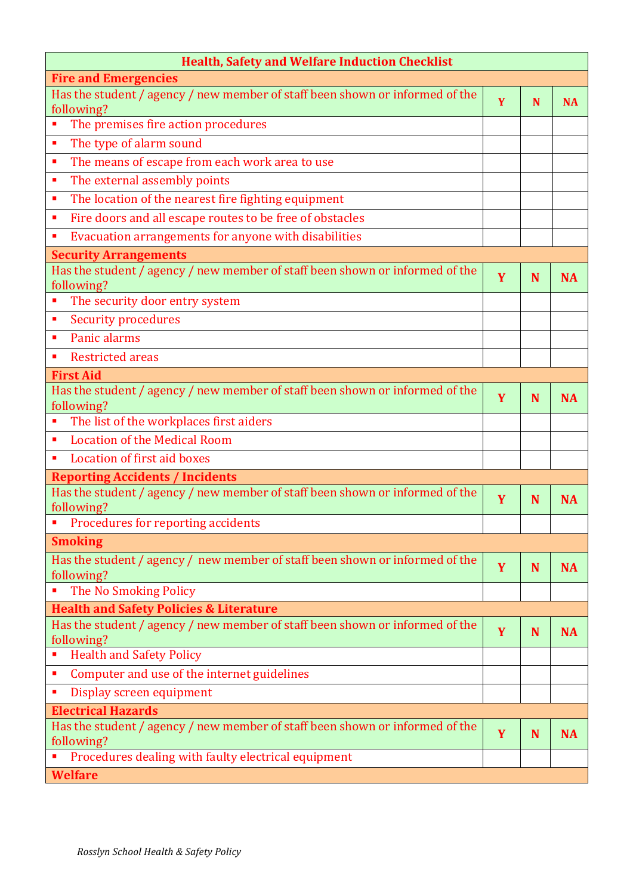| Health, Safety and Welfare Induction Checklist | | | |
|---|---|---|---|
| **Fire and Emergencies** | | | |
| Has the student / agency / new member of staff been shown or informed of the following? | **Y** | **N** | **NA** |
| ▪ The premises fire action procedures | | | |
| ▪ The type of alarm sound | | | |
| ▪ The means of escape from each work area to use | | | |
| ▪ The external assembly points | | | |
| ▪ The location of the nearest fire fighting equipment | | | |
| ▪ Fire doors and all escape routes to be free of obstacles | | | |
| ▪ Evacuation arrangements for anyone with disabilities | | | |
| **Security Arrangements** | | | |
| Has the student / agency / new member of staff been shown or informed of the following? | **Y** | **N** | **NA** |
| ▪ The security door entry system | | | |
| ▪ Security procedures | | | |
| ▪ Panic alarms | | | |
| ▪ Restricted areas | | | |
| **First Aid** | | | |
| Has the student / agency / new member of staff been shown or informed of the following? | **Y** | **N** | **NA** |
| ▪ The list of the workplaces first aiders | | | |
| ▪ Location of the Medical Room | | | |
| ▪ Location of first aid boxes | | | |
| **Reporting Accidents / Incidents** | | | |
| Has the student / agency / new member of staff been shown or informed of the following? | **Y** | **N** | **NA** |
| ▪ Procedures for reporting accidents | | | |
| **Smoking** | | | |
| Has the student / agency / new member of staff been shown or informed of the following? | **Y** | **N** | **NA** |
| ▪ The No Smoking Policy | | | |
| **Health and Safety Policies & Literature** | | | |
| Has the student / agency / new member of staff been shown or informed of the following? | **Y** | **N** | **NA** |
| ▪ Health and Safety Policy | | | |
| ▪ Computer and use of the internet guidelines | | | |
| ▪ Display screen equipment | | | |
| **Electrical Hazards** | | | |
| Has the student / agency / new member of staff been shown or informed of the following? | **Y** | **N** | **NA** |
| ▪ Procedures dealing with faulty electrical equipment | | | |
| **Welfare** | | | |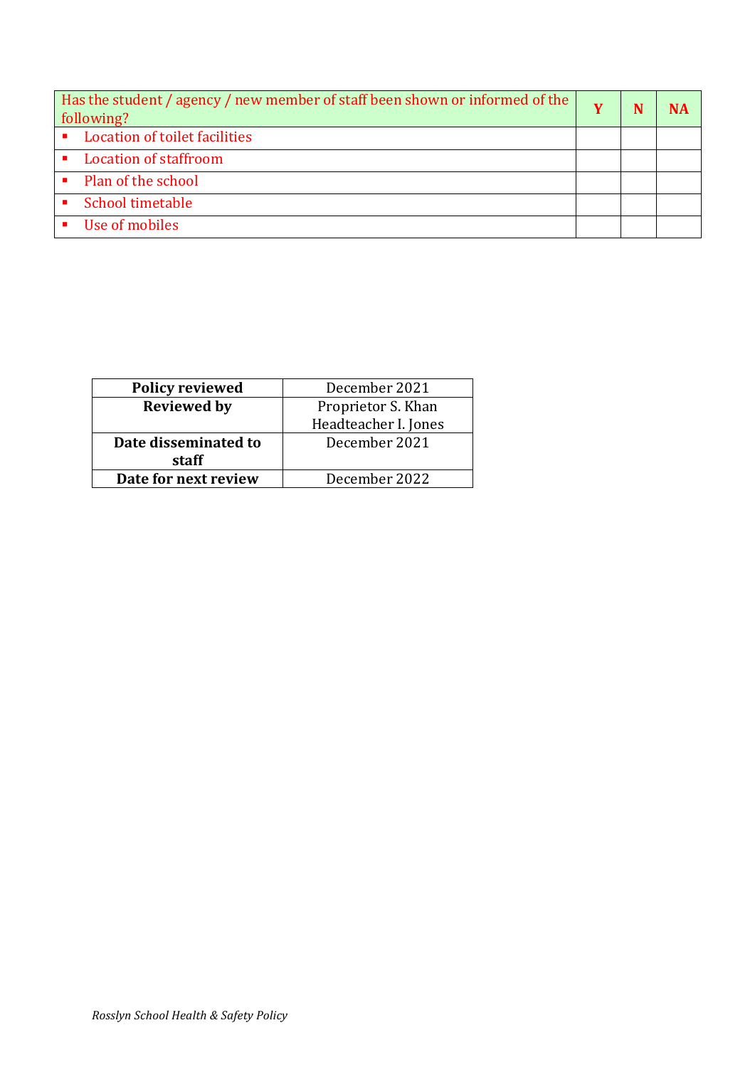| Has the student / agency / new member of staff been shown or informed of the following? | Y | N | NA |
|---|---|---|---|
| ▪ Location of toilet facilities | | | |
| ▪ Location of staffroom | | | |
| ▪ Plan of the school | | | |
| ▪ School timetable | | | |
| ▪ Use of mobiles | | | |

| | |
|---|---|
| **Policy reviewed** | December 2021 |
| **Reviewed by** | Proprietor S. Khan<br>Headteacher I. Jones |
| **Date disseminated to staff** | December 2021 |
| **Date for next review** | December 2022 |